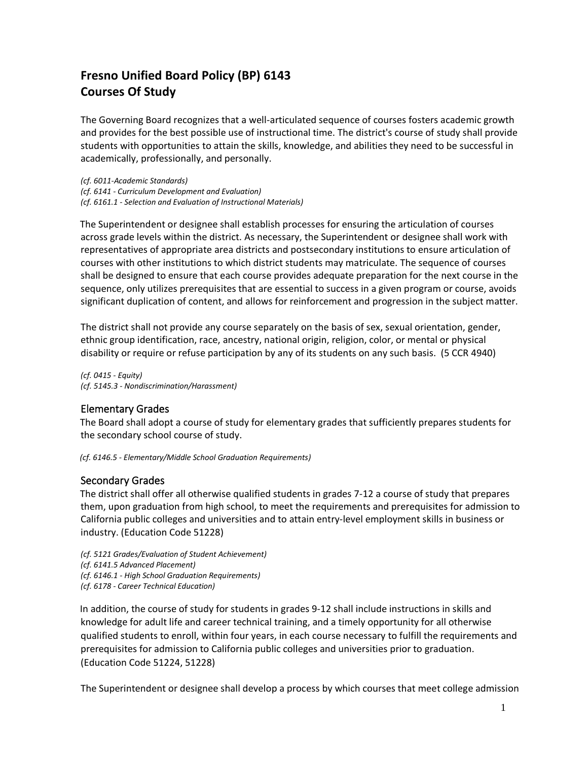# Fresno Unified Board Policy (BP) 6143
# Courses Of Study

The Governing Board recognizes that a well-articulated sequence of courses fosters academic growth and provides for the best possible use of instructional time. The district's course of study shall provide students with opportunities to attain the skills, knowledge, and abilities they need to be successful in academically, professionally, and personally.

*(cf. 6011-Academic Standards)*
*(cf. 6141 - Curriculum Development and Evaluation)*
*(cf. 6161.1 - Selection and Evaluation of Instructional Materials)*

The Superintendent or designee shall establish processes for ensuring the articulation of courses across grade levels within the district. As necessary, the Superintendent or designee shall work with representatives of appropriate area districts and postsecondary institutions to ensure articulation of courses with other institutions to which district students may matriculate. The sequence of courses shall be designed to ensure that each course provides adequate preparation for the next course in the sequence, only utilizes prerequisites that are essential to success in a given program or course, avoids significant duplication of content, and allows for reinforcement and progression in the subject matter.

The district shall not provide any course separately on the basis of sex, sexual orientation, gender, ethnic group identification, race, ancestry, national origin, religion, color, or mental or physical disability or require or refuse participation by any of its students on any such basis. (5 CCR 4940)

*(cf. 0415 - Equity)*
*(cf. 5145.3 - Nondiscrimination/Harassment)*

## Elementary Grades

The Board shall adopt a course of study for elementary grades that sufficiently prepares students for the secondary school course of study.

*(cf. 6146.5 - Elementary/Middle School Graduation Requirements)*

## Secondary Grades

The district shall offer all otherwise qualified students in grades 7-12 a course of study that prepares them, upon graduation from high school, to meet the requirements and prerequisites for admission to California public colleges and universities and to attain entry-level employment skills in business or industry. (Education Code 51228)

*(cf. 5121 Grades/Evaluation of Student Achievement)*
*(cf. 6141.5 Advanced Placement)*
*(cf. 6146.1 - High School Graduation Requirements)*
*(cf. 6178 - Career Technical Education)*

In addition, the course of study for students in grades 9-12 shall include instructions in skills and knowledge for adult life and career technical training, and a timely opportunity for all otherwise qualified students to enroll, within four years, in each course necessary to fulfill the requirements and prerequisites for admission to California public colleges and universities prior to graduation. (Education Code 51224, 51228)

The Superintendent or designee shall develop a process by which courses that meet college admission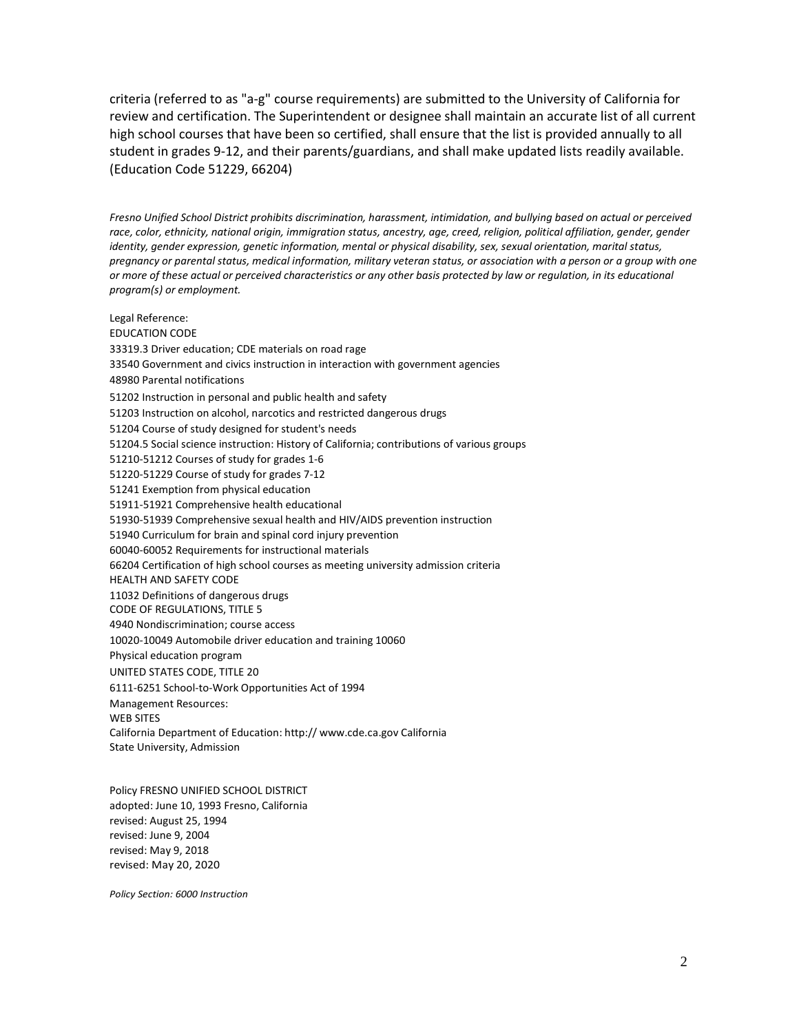criteria (referred to as "a-g" course requirements) are submitted to the University of California for review and certification. The Superintendent or designee shall maintain an accurate list of all current high school courses that have been so certified, shall ensure that the list is provided annually to all student in grades 9-12, and their parents/guardians, and shall make updated lists readily available. (Education Code 51229, 66204)

*Fresno Unified School District prohibits discrimination, harassment, intimidation, and bullying based on actual or perceived race, color, ethnicity, national origin, immigration status, ancestry, age, creed, religion, political affiliation, gender, gender identity, gender expression, genetic information, mental or physical disability, sex, sexual orientation, marital status, pregnancy or parental status, medical information, military veteran status, or association with a person or a group with one or more of these actual or perceived characteristics or any other basis protected by law or regulation, in its educational program(s) or employment.*

Legal Reference:
EDUCATION CODE
33319.3 Driver education; CDE materials on road rage
33540 Government and civics instruction in interaction with government agencies
48980 Parental notifications
51202 Instruction in personal and public health and safety
51203 Instruction on alcohol, narcotics and restricted dangerous drugs
51204 Course of study designed for student's needs
51204.5 Social science instruction: History of California; contributions of various groups
51210-51212 Courses of study for grades 1-6
51220-51229 Course of study for grades 7-12
51241 Exemption from physical education
51911-51921 Comprehensive health educational
51930-51939 Comprehensive sexual health and HIV/AIDS prevention instruction
51940 Curriculum for brain and spinal cord injury prevention
60040-60052 Requirements for instructional materials
66204 Certification of high school courses as meeting university admission criteria
HEALTH AND SAFETY CODE
11032 Definitions of dangerous drugs
CODE OF REGULATIONS, TITLE 5
4940 Nondiscrimination; course access
10020-10049 Automobile driver education and training 10060
Physical education program
UNITED STATES CODE, TITLE 20
6111-6251 School-to-Work Opportunities Act of 1994
Management Resources:
WEB SITES
California Department of Education: http:// www.cde.ca.gov California
State University, Admission

Policy FRESNO UNIFIED SCHOOL DISTRICT
adopted: June 10, 1993 Fresno, California
revised: August 25, 1994
revised: June 9, 2004
revised: May 9, 2018
revised: May 20, 2020

*Policy Section: 6000 Instruction*